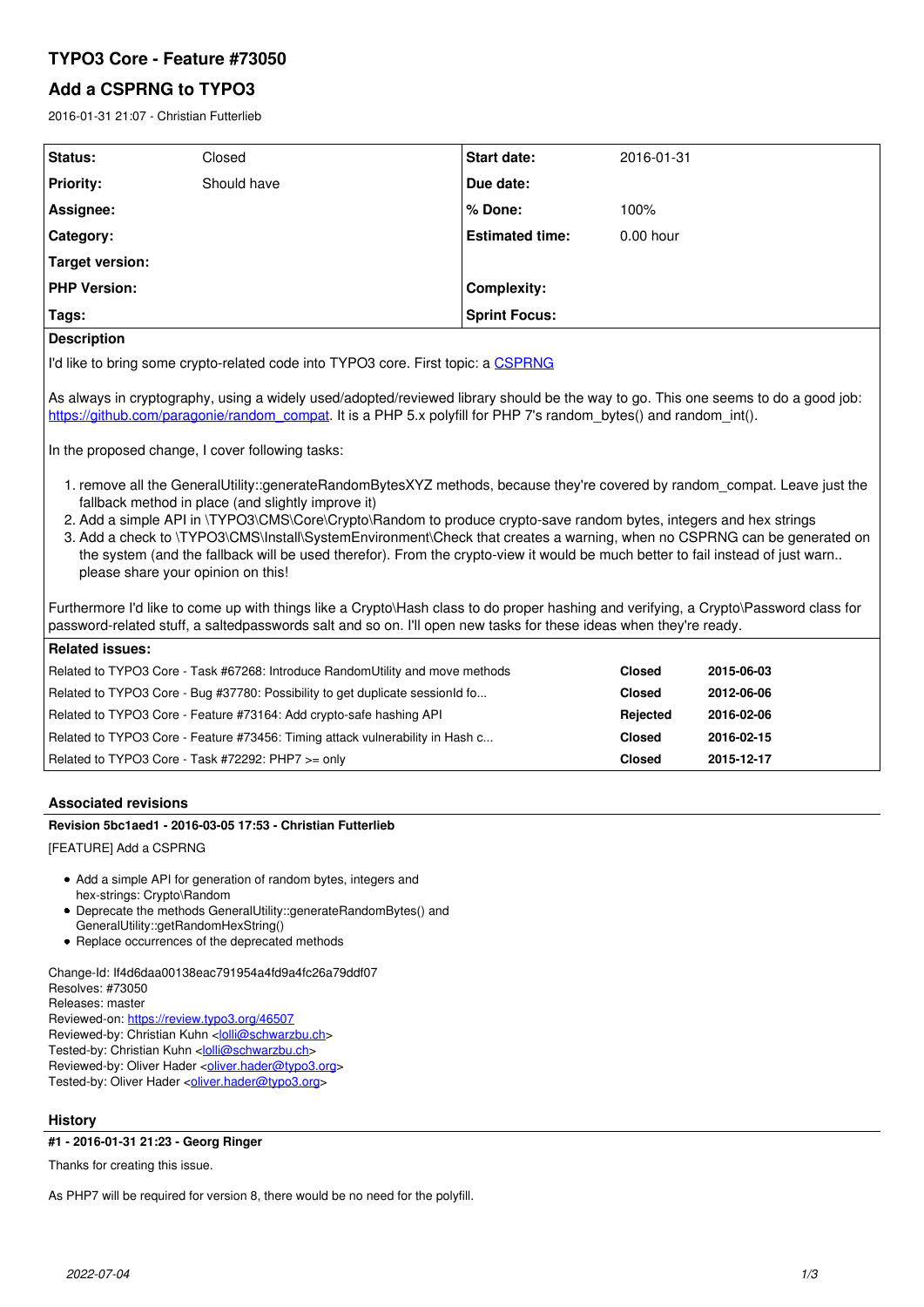# TYPO3 Core - Feature #73050

## Add a CSPRNG to TYPO3

2016-01-31 21:07 - Christian Futterlieb

| Status: | Closed | Start date: | 2016-01-31 |
|---|---|---|---|
| Priority: | Should have | Due date: | |
| Assignee: | | % Done: | 100% |
| Category: | | Estimated time: | 0.00 hour |
| Target version: | | | |
| PHP Version: | | Complexity: | |
| Tags: | | Sprint Focus: | |

**Description**

I'd like to bring some crypto-related code into TYPO3 core. First topic: a CSPRNG

As always in cryptography, using a widely used/adopted/reviewed library should be the way to go. This one seems to do a good job: https://github.com/paragonie/random_compat. It is a PHP 5.x polyfill for PHP 7's random_bytes() and random_int().

In the proposed change, I cover following tasks:

1. remove all the GeneralUtility::generateRandomBytesXYZ methods, because they're covered by random_compat. Leave just the fallback method in place (and slightly improve it)
2. Add a simple API in \TYPO3\CMS\Core\Crypto\Random to produce crypto-save random bytes, integers and hex strings
3. Add a check to \TYPO3\CMS\Install\SystemEnvironment\Check that creates a warning, when no CSPRNG can be generated on the system (and the fallback will be used therefor). From the crypto-view it would be much better to fail instead of just warn.. please share your opinion on this!

Furthermore I'd like to come up with things like a Crypto\Hash class to do proper hashing and verifying, a Crypto\Password class for password-related stuff, a saltedpasswords salt and so on. I'll open new tasks for these ideas when they're ready.

**Related issues:**

| | | |
|---|---|---|
| Related to TYPO3 Core - Task #67268: Introduce RandomUtility and move methods | Closed | 2015-06-03 |
| Related to TYPO3 Core - Bug #37780: Possibility to get duplicate sessionId fo... | Closed | 2012-06-06 |
| Related to TYPO3 Core - Feature #73164: Add crypto-safe hashing API | Rejected | 2016-02-06 |
| Related to TYPO3 Core - Feature #73456: Timing attack vulnerability in Hash c... | Closed | 2016-02-15 |
| Related to TYPO3 Core - Task #72292: PHP7 >= only | Closed | 2015-12-17 |

### Associated revisions

**Revision 5bc1aed1 - 2016-03-05 17:53 - Christian Futterlieb**

[FEATURE] Add a CSPRNG

- Add a simple API for generation of random bytes, integers and hex-strings: Crypto\Random
- Deprecate the methods GeneralUtility::generateRandomBytes() and GeneralUtility::getRandomHexString()
- Replace occurrences of the deprecated methods

Change-Id: If4d6daa00138eac791954a4fd9a4fc26a79ddf07
Resolves: #73050
Releases: master
Reviewed-on: https://review.typo3.org/46507
Reviewed-by: Christian Kuhn <lolli@schwarzbu.ch>
Tested-by: Christian Kuhn <lolli@schwarzbu.ch>
Reviewed-by: Oliver Hader <oliver.hader@typo3.org>
Tested-by: Oliver Hader <oliver.hader@typo3.org>

### History

**#1 - 2016-01-31 21:23 - Georg Ringer**

Thanks for creating this issue.

As PHP7 will be required for version 8, there would be no need for the polyfill.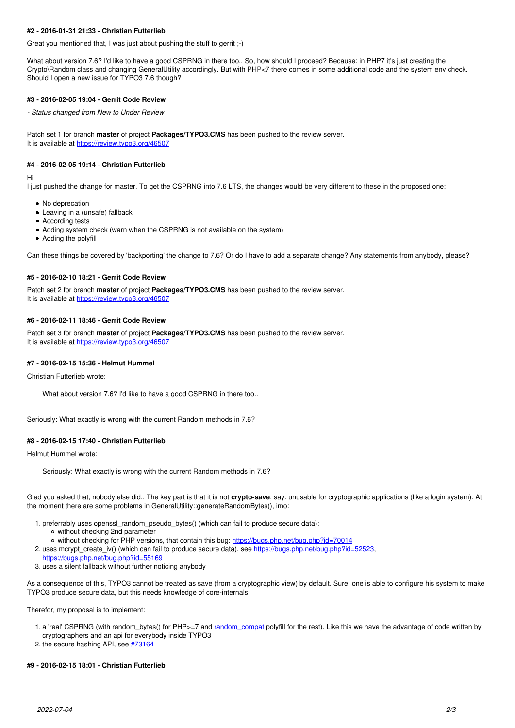#### #2 - 2016-01-31 21:33 - Christian Futterlieb

Great you mentioned that, I was just about pushing the stuff to gerrit ;-)

What about version 7.6? I'd like to have a good CSPRNG in there too.. So, how should I proceed? Because: in PHP7 it's just creating the Crypto\Random class and changing GeneralUtility accordingly. But with PHP<7 there comes in some additional code and the system env check. Should I open a new issue for TYPO3 7.6 though?

#### #3 - 2016-02-05 19:04 - Gerrit Code Review

*- Status changed from New to Under Review*

Patch set 1 for branch **master** of project **Packages/TYPO3.CMS** has been pushed to the review server.
It is available at https://review.typo3.org/46507

#### #4 - 2016-02-05 19:14 - Christian Futterlieb

Hi
I just pushed the change for master. To get the CSPRNG into 7.6 LTS, the changes would be very different to these in the proposed one:

- No deprecation
- Leaving in a (unsafe) fallback
- According tests
- Adding system check (warn when the CSPRNG is not available on the system)
- Adding the polyfill

Can these things be covered by 'backporting' the change to 7.6? Or do I have to add a separate change? Any statements from anybody, please?

#### #5 - 2016-02-10 18:21 - Gerrit Code Review

Patch set 2 for branch **master** of project **Packages/TYPO3.CMS** has been pushed to the review server.
It is available at https://review.typo3.org/46507

#### #6 - 2016-02-11 18:46 - Gerrit Code Review

Patch set 3 for branch **master** of project **Packages/TYPO3.CMS** has been pushed to the review server.
It is available at https://review.typo3.org/46507

#### #7 - 2016-02-15 15:36 - Helmut Hummel

Christian Futterlieb wrote:

> What about version 7.6? I'd like to have a good CSPRNG in there too..

Seriously: What exactly is wrong with the current Random methods in 7.6?

#### #8 - 2016-02-15 17:40 - Christian Futterlieb

Helmut Hummel wrote:

> Seriously: What exactly is wrong with the current Random methods in 7.6?

Glad you asked that, nobody else did.. The key part is that it is not **crypto-save**, say: unusable for cryptographic applications (like a login system). At the moment there are some problems in GeneralUtility::generateRandomBytes(), imo:

1. preferrably uses openssl_random_pseudo_bytes() (which can fail to produce secure data):
   - without checking 2nd parameter
   - without checking for PHP versions, that contain this bug: https://bugs.php.net/bug.php?id=70014
2. uses mcrypt_create_iv() (which can fail to produce secure data), see https://bugs.php.net/bug.php?id=52523, https://bugs.php.net/bug.php?id=55169
3. uses a silent fallback without further noticing anybody

As a consequence of this, TYPO3 cannot be treated as save (from a cryptographic view) by default. Sure, one is able to configure his system to make TYPO3 produce secure data, but this needs knowledge of core-internals.

Therefor, my proposal is to implement:

1. a 'real' CSPRNG (with random_bytes() for PHP>=7 and random_compat polyfill for the rest). Like this we have the advantage of code written by cryptographers and an api for everybody inside TYPO3
2. the secure hashing API, see #73164

#### #9 - 2016-02-15 18:01 - Christian Futterlieb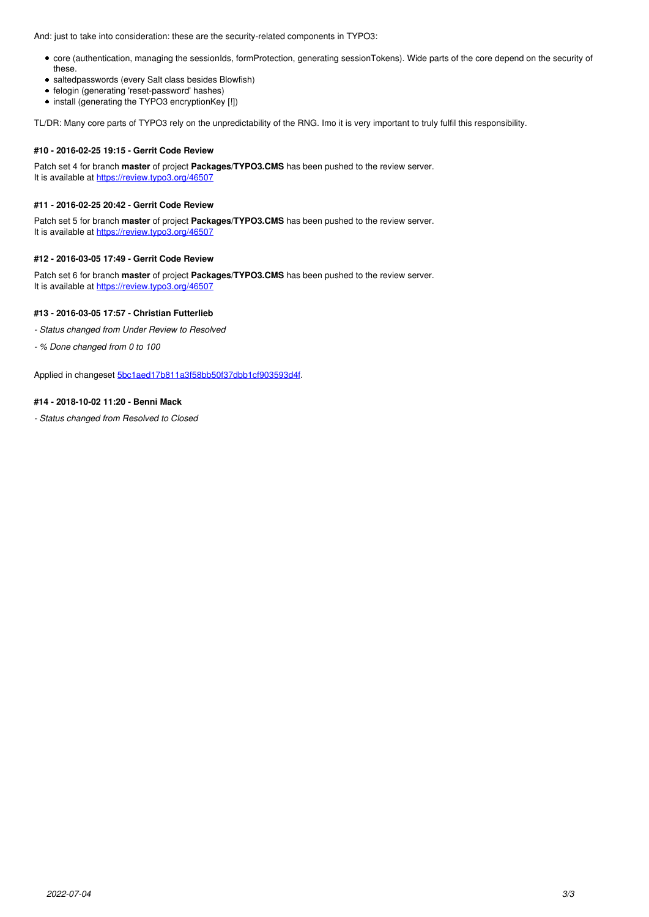And: just to take into consideration: these are the security-related components in TYPO3:

- core (authentication, managing the sessionIds, formProtection, generating sessionTokens). Wide parts of the core depend on the security of these.
- saltedpasswords (every Salt class besides Blowfish)
- felogin (generating 'reset-password' hashes)
- install (generating the TYPO3 encryptionKey [!])

TL/DR: Many core parts of TYPO3 rely on the unpredictability of the RNG. Imo it is very important to truly fulfil this responsibility.

#### #10 - 2016-02-25 19:15 - Gerrit Code Review

Patch set 4 for branch **master** of project **Packages/TYPO3.CMS** has been pushed to the review server.
It is available at https://review.typo3.org/46507

#### #11 - 2016-02-25 20:42 - Gerrit Code Review

Patch set 5 for branch **master** of project **Packages/TYPO3.CMS** has been pushed to the review server.
It is available at https://review.typo3.org/46507

#### #12 - 2016-03-05 17:49 - Gerrit Code Review

Patch set 6 for branch **master** of project **Packages/TYPO3.CMS** has been pushed to the review server.
It is available at https://review.typo3.org/46507

#### #13 - 2016-03-05 17:57 - Christian Futterlieb

*- Status changed from Under Review to Resolved*

*- % Done changed from 0 to 100*

Applied in changeset 5bc1aed17b811a3f58bb50f37dbb1cf903593d4f.

#### #14 - 2018-10-02 11:20 - Benni Mack

*- Status changed from Resolved to Closed*